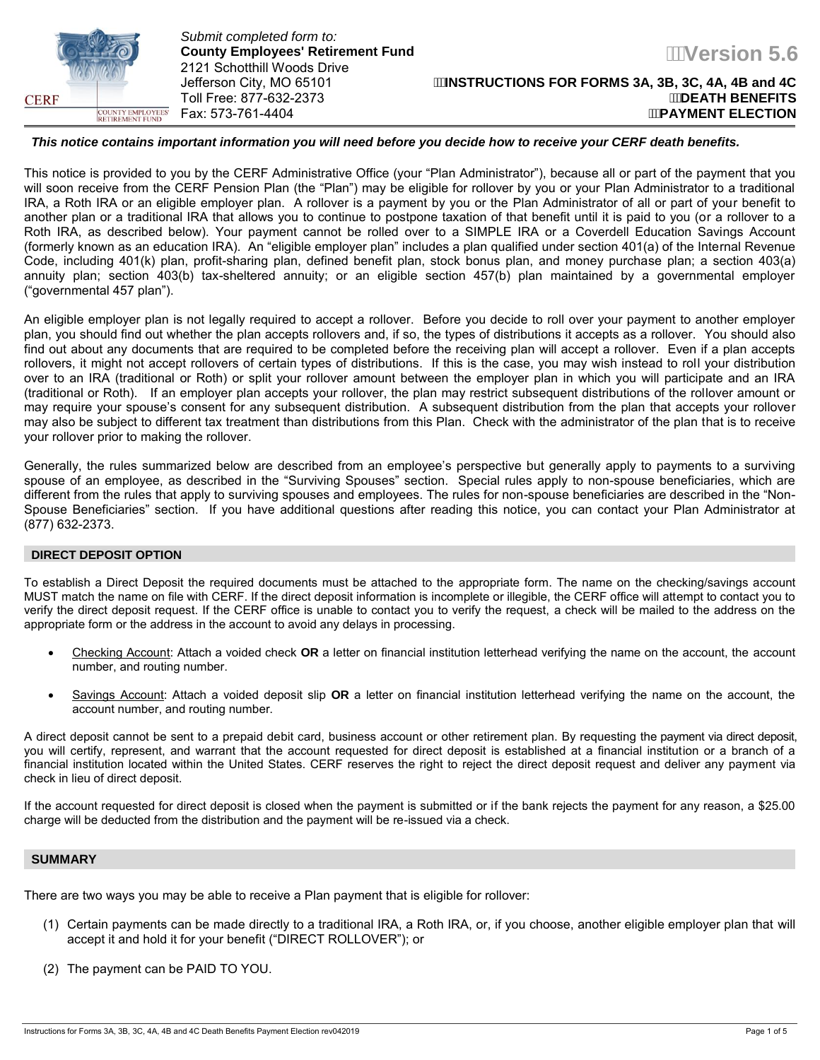Submit completed form to:
**County Employees' Retirement Fund**
2121 Schotthill Woods Drive
Jefferson City, MO 65101
Toll Free: 877-632-2373
Fax: 573-761-4404

**Version 5.6**

**INSTRUCTIONS FOR FORMS 3A, 3B, 3C, 4A, 4B and 4C**
**DEATH BENEFITS**
**PAYMENT ELECTION**

***This notice contains important information you will need before you decide how to receive your CERF death benefits.***

This notice is provided to you by the CERF Administrative Office (your "Plan Administrator"), because all or part of the payment that you will soon receive from the CERF Pension Plan (the "Plan") may be eligible for rollover by you or your Plan Administrator to a traditional IRA, a Roth IRA or an eligible employer plan. A rollover is a payment by you or the Plan Administrator of all or part of your benefit to another plan or a traditional IRA that allows you to continue to postpone taxation of that benefit until it is paid to you (or a rollover to a Roth IRA, as described below). Your payment cannot be rolled over to a SIMPLE IRA or a Coverdell Education Savings Account (formerly known as an education IRA). An "eligible employer plan" includes a plan qualified under section 401(a) of the Internal Revenue Code, including 401(k) plan, profit-sharing plan, defined benefit plan, stock bonus plan, and money purchase plan; a section 403(a) annuity plan; section 403(b) tax-sheltered annuity; or an eligible section 457(b) plan maintained by a governmental employer ("governmental 457 plan").

An eligible employer plan is not legally required to accept a rollover. Before you decide to roll over your payment to another employer plan, you should find out whether the plan accepts rollovers and, if so, the types of distributions it accepts as a rollover. You should also find out about any documents that are required to be completed before the receiving plan will accept a rollover. Even if a plan accepts rollovers, it might not accept rollovers of certain types of distributions. If this is the case, you may wish instead to roll your distribution over to an IRA (traditional or Roth) or split your rollover amount between the employer plan in which you will participate and an IRA (traditional or Roth). If an employer plan accepts your rollover, the plan may restrict subsequent distributions of the rollover amount or may require your spouse's consent for any subsequent distribution. A subsequent distribution from the plan that accepts your rollover may also be subject to different tax treatment than distributions from this Plan. Check with the administrator of the plan that is to receive your rollover prior to making the rollover.

Generally, the rules summarized below are described from an employee's perspective but generally apply to payments to a surviving spouse of an employee, as described in the "Surviving Spouses" section. Special rules apply to non-spouse beneficiaries, which are different from the rules that apply to surviving spouses and employees. The rules for non-spouse beneficiaries are described in the "Non-Spouse Beneficiaries" section. If you have additional questions after reading this notice, you can contact your Plan Administrator at (877) 632-2373.

## DIRECT DEPOSIT OPTION

To establish a Direct Deposit the required documents must be attached to the appropriate form. The name on the checking/savings account MUST match the name on file with CERF. If the direct deposit information is incomplete or illegible, the CERF office will attempt to contact you to verify the direct deposit request. If the CERF office is unable to contact you to verify the request, a check will be mailed to the address on the appropriate form or the address in the account to avoid any delays in processing.

- Checking Account: Attach a voided check **OR** a letter on financial institution letterhead verifying the name on the account, the account number, and routing number.
- Savings Account: Attach a voided deposit slip **OR** a letter on financial institution letterhead verifying the name on the account, the account number, and routing number.

A direct deposit cannot be sent to a prepaid debit card, business account or other retirement plan. By requesting the payment via direct deposit, you will certify, represent, and warrant that the account requested for direct deposit is established at a financial institution or a branch of a financial institution located within the United States. CERF reserves the right to reject the direct deposit request and deliver any payment via check in lieu of direct deposit.

If the account requested for direct deposit is closed when the payment is submitted or if the bank rejects the payment for any reason, a $25.00 charge will be deducted from the distribution and the payment will be re-issued via a check.

## SUMMARY

There are two ways you may be able to receive a Plan payment that is eligible for rollover:

(1) Certain payments can be made directly to a traditional IRA, a Roth IRA, or, if you choose, another eligible employer plan that will accept it and hold it for your benefit ("DIRECT ROLLOVER"); or

(2) The payment can be PAID TO YOU.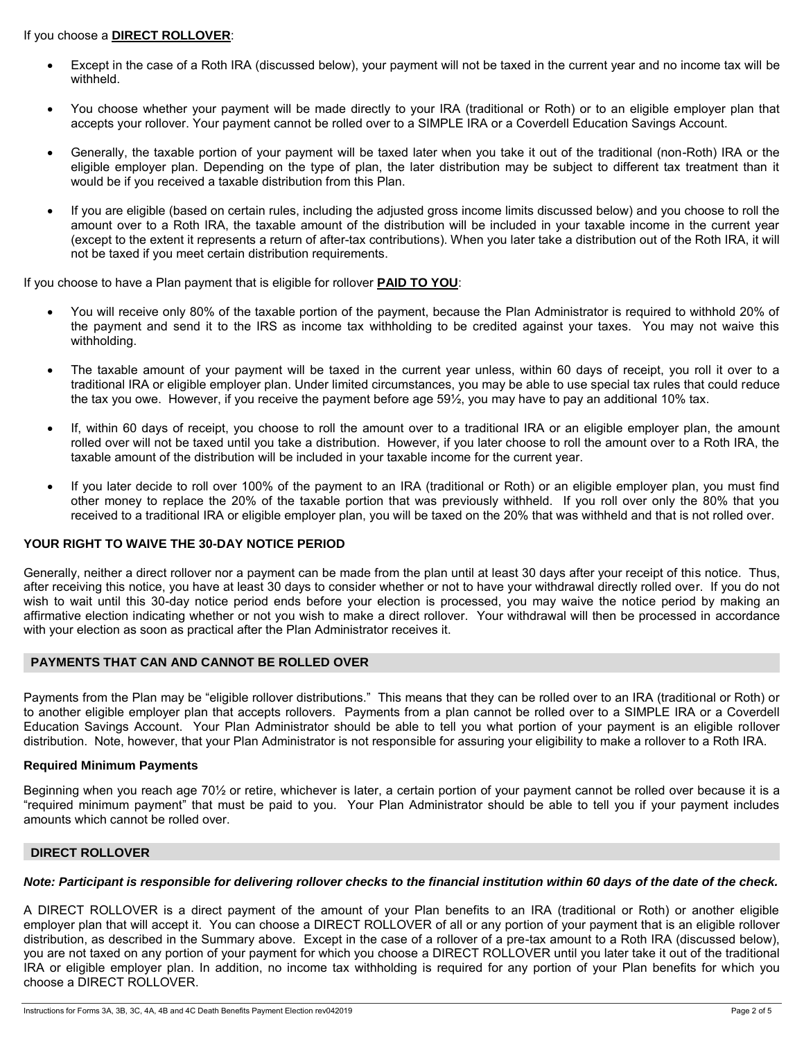If you choose a **DIRECT ROLLOVER**:

- Except in the case of a Roth IRA (discussed below), your payment will not be taxed in the current year and no income tax will be withheld.
- You choose whether your payment will be made directly to your IRA (traditional or Roth) or to an eligible employer plan that accepts your rollover. Your payment cannot be rolled over to a SIMPLE IRA or a Coverdell Education Savings Account.
- Generally, the taxable portion of your payment will be taxed later when you take it out of the traditional (non-Roth) IRA or the eligible employer plan. Depending on the type of plan, the later distribution may be subject to different tax treatment than it would be if you received a taxable distribution from this Plan.
- If you are eligible (based on certain rules, including the adjusted gross income limits discussed below) and you choose to roll the amount over to a Roth IRA, the taxable amount of the distribution will be included in your taxable income in the current year (except to the extent it represents a return of after-tax contributions). When you later take a distribution out of the Roth IRA, it will not be taxed if you meet certain distribution requirements.

If you choose to have a Plan payment that is eligible for rollover **PAID TO YOU**:

- You will receive only 80% of the taxable portion of the payment, because the Plan Administrator is required to withhold 20% of the payment and send it to the IRS as income tax withholding to be credited against your taxes. You may not waive this withholding.
- The taxable amount of your payment will be taxed in the current year unless, within 60 days of receipt, you roll it over to a traditional IRA or eligible employer plan. Under limited circumstances, you may be able to use special tax rules that could reduce the tax you owe. However, if you receive the payment before age 59½, you may have to pay an additional 10% tax.
- If, within 60 days of receipt, you choose to roll the amount over to a traditional IRA or an eligible employer plan, the amount rolled over will not be taxed until you take a distribution. However, if you later choose to roll the amount over to a Roth IRA, the taxable amount of the distribution will be included in your taxable income for the current year.
- If you later decide to roll over 100% of the payment to an IRA (traditional or Roth) or an eligible employer plan, you must find other money to replace the 20% of the taxable portion that was previously withheld. If you roll over only the 80% that you received to a traditional IRA or eligible employer plan, you will be taxed on the 20% that was withheld and that is not rolled over.

### YOUR RIGHT TO WAIVE THE 30-DAY NOTICE PERIOD

Generally, neither a direct rollover nor a payment can be made from the plan until at least 30 days after your receipt of this notice. Thus, after receiving this notice, you have at least 30 days to consider whether or not to have your withdrawal directly rolled over. If you do not wish to wait until this 30-day notice period ends before your election is processed, you may waive the notice period by making an affirmative election indicating whether or not you wish to make a direct rollover. Your withdrawal will then be processed in accordance with your election as soon as practical after the Plan Administrator receives it.

## PAYMENTS THAT CAN AND CANNOT BE ROLLED OVER

Payments from the Plan may be "eligible rollover distributions." This means that they can be rolled over to an IRA (traditional or Roth) or to another eligible employer plan that accepts rollovers. Payments from a plan cannot be rolled over to a SIMPLE IRA or a Coverdell Education Savings Account. Your Plan Administrator should be able to tell you what portion of your payment is an eligible rollover distribution. Note, however, that your Plan Administrator is not responsible for assuring your eligibility to make a rollover to a Roth IRA.

### Required Minimum Payments

Beginning when you reach age 70½ or retire, whichever is later, a certain portion of your payment cannot be rolled over because it is a "required minimum payment" that must be paid to you. Your Plan Administrator should be able to tell you if your payment includes amounts which cannot be rolled over.

## DIRECT ROLLOVER

***Note: Participant is responsible for delivering rollover checks to the financial institution within 60 days of the date of the check.***

A DIRECT ROLLOVER is a direct payment of the amount of your Plan benefits to an IRA (traditional or Roth) or another eligible employer plan that will accept it. You can choose a DIRECT ROLLOVER of all or any portion of your payment that is an eligible rollover distribution, as described in the Summary above. Except in the case of a rollover of a pre-tax amount to a Roth IRA (discussed below), you are not taxed on any portion of your payment for which you choose a DIRECT ROLLOVER until you later take it out of the traditional IRA or eligible employer plan. In addition, no income tax withholding is required for any portion of your Plan benefits for which you choose a DIRECT ROLLOVER.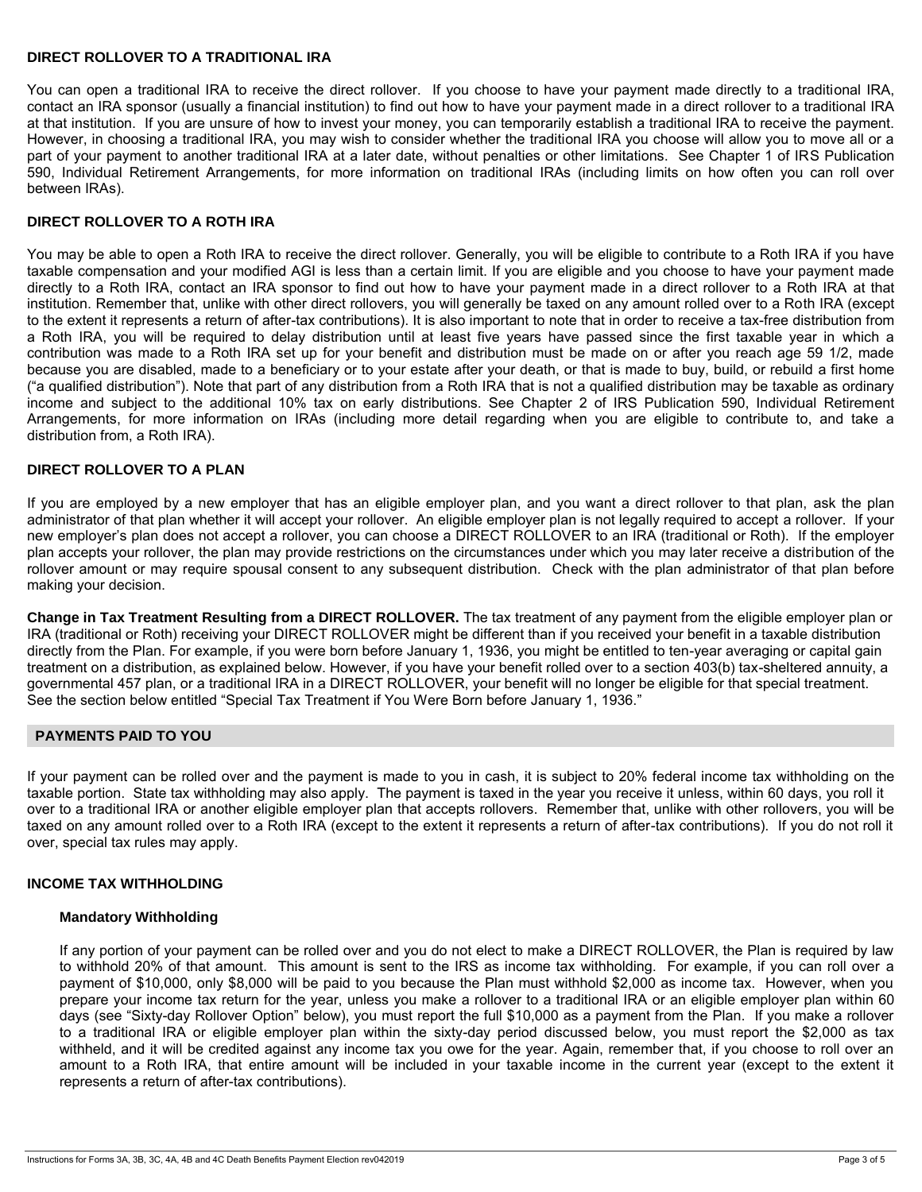### DIRECT ROLLOVER TO A TRADITIONAL IRA

You can open a traditional IRA to receive the direct rollover. If you choose to have your payment made directly to a traditional IRA, contact an IRA sponsor (usually a financial institution) to find out how to have your payment made in a direct rollover to a traditional IRA at that institution. If you are unsure of how to invest your money, you can temporarily establish a traditional IRA to receive the payment. However, in choosing a traditional IRA, you may wish to consider whether the traditional IRA you choose will allow you to move all or a part of your payment to another traditional IRA at a later date, without penalties or other limitations. See Chapter 1 of IRS Publication 590, Individual Retirement Arrangements, for more information on traditional IRAs (including limits on how often you can roll over between IRAs).

### DIRECT ROLLOVER TO A ROTH IRA

You may be able to open a Roth IRA to receive the direct rollover. Generally, you will be eligible to contribute to a Roth IRA if you have taxable compensation and your modified AGI is less than a certain limit. If you are eligible and you choose to have your payment made directly to a Roth IRA, contact an IRA sponsor to find out how to have your payment made in a direct rollover to a Roth IRA at that institution. Remember that, unlike with other direct rollovers, you will generally be taxed on any amount rolled over to a Roth IRA (except to the extent it represents a return of after-tax contributions). It is also important to note that in order to receive a tax-free distribution from a Roth IRA, you will be required to delay distribution until at least five years have passed since the first taxable year in which a contribution was made to a Roth IRA set up for your benefit and distribution must be made on or after you reach age 59 1/2, made because you are disabled, made to a beneficiary or to your estate after your death, or that is made to buy, build, or rebuild a first home ("a qualified distribution"). Note that part of any distribution from a Roth IRA that is not a qualified distribution may be taxable as ordinary income and subject to the additional 10% tax on early distributions. See Chapter 2 of IRS Publication 590, Individual Retirement Arrangements, for more information on IRAs (including more detail regarding when you are eligible to contribute to, and take a distribution from, a Roth IRA).

### DIRECT ROLLOVER TO A PLAN

If you are employed by a new employer that has an eligible employer plan, and you want a direct rollover to that plan, ask the plan administrator of that plan whether it will accept your rollover. An eligible employer plan is not legally required to accept a rollover. If your new employer's plan does not accept a rollover, you can choose a DIRECT ROLLOVER to an IRA (traditional or Roth). If the employer plan accepts your rollover, the plan may provide restrictions on the circumstances under which you may later receive a distribution of the rollover amount or may require spousal consent to any subsequent distribution. Check with the plan administrator of that plan before making your decision.

**Change in Tax Treatment Resulting from a DIRECT ROLLOVER.** The tax treatment of any payment from the eligible employer plan or IRA (traditional or Roth) receiving your DIRECT ROLLOVER might be different than if you received your benefit in a taxable distribution directly from the Plan. For example, if you were born before January 1, 1936, you might be entitled to ten-year averaging or capital gain treatment on a distribution, as explained below. However, if you have your benefit rolled over to a section 403(b) tax-sheltered annuity, a governmental 457 plan, or a traditional IRA in a DIRECT ROLLOVER, your benefit will no longer be eligible for that special treatment. See the section below entitled "Special Tax Treatment if You Were Born before January 1, 1936."

## PAYMENTS PAID TO YOU

If your payment can be rolled over and the payment is made to you in cash, it is subject to 20% federal income tax withholding on the taxable portion. State tax withholding may also apply. The payment is taxed in the year you receive it unless, within 60 days, you roll it over to a traditional IRA or another eligible employer plan that accepts rollovers. Remember that, unlike with other rollovers, you will be taxed on any amount rolled over to a Roth IRA (except to the extent it represents a return of after-tax contributions). If you do not roll it over, special tax rules may apply.

### INCOME TAX WITHHOLDING

#### Mandatory Withholding

If any portion of your payment can be rolled over and you do not elect to make a DIRECT ROLLOVER, the Plan is required by law to withhold 20% of that amount. This amount is sent to the IRS as income tax withholding. For example, if you can roll over a payment of $10,000, only $8,000 will be paid to you because the Plan must withhold $2,000 as income tax. However, when you prepare your income tax return for the year, unless you make a rollover to a traditional IRA or an eligible employer plan within 60 days (see "Sixty-day Rollover Option" below), you must report the full $10,000 as a payment from the Plan. If you make a rollover to a traditional IRA or eligible employer plan within the sixty-day period discussed below, you must report the $2,000 as tax withheld, and it will be credited against any income tax you owe for the year. Again, remember that, if you choose to roll over an amount to a Roth IRA, that entire amount will be included in your taxable income in the current year (except to the extent it represents a return of after-tax contributions).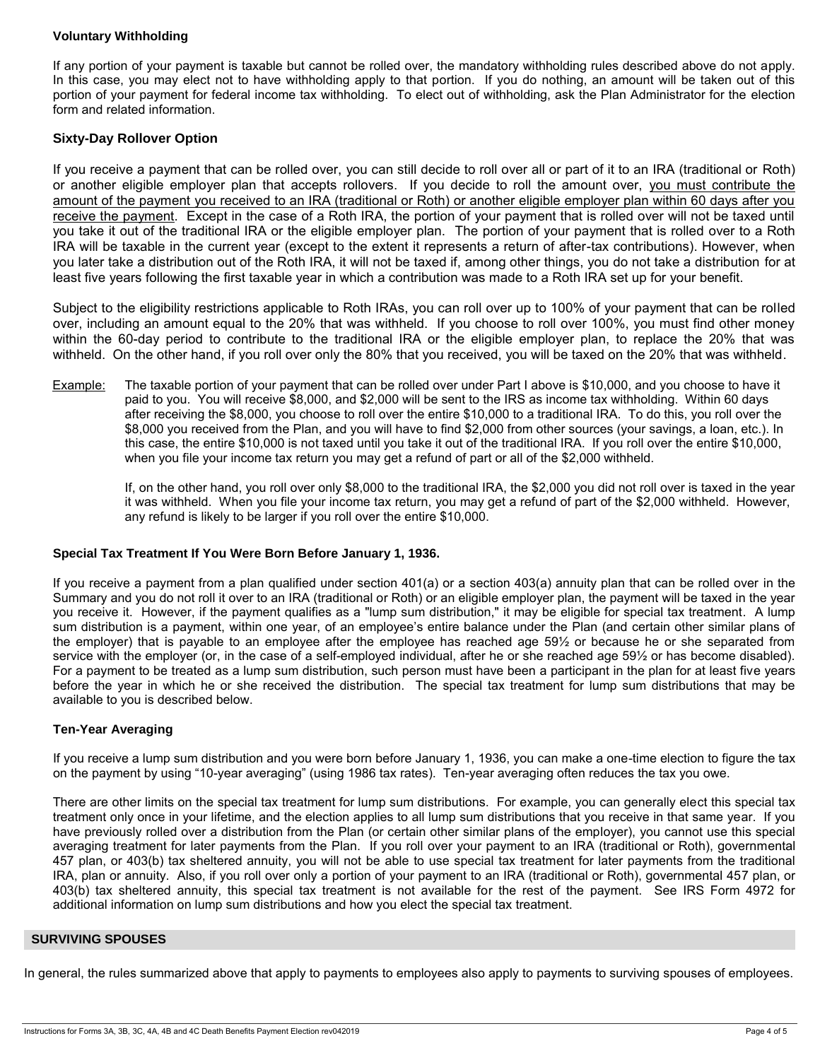### Voluntary Withholding

If any portion of your payment is taxable but cannot be rolled over, the mandatory withholding rules described above do not apply. In this case, you may elect not to have withholding apply to that portion. If you do nothing, an amount will be taken out of this portion of your payment for federal income tax withholding. To elect out of withholding, ask the Plan Administrator for the election form and related information.

### Sixty-Day Rollover Option

If you receive a payment that can be rolled over, you can still decide to roll over all or part of it to an IRA (traditional or Roth) or another eligible employer plan that accepts rollovers. If you decide to roll the amount over, <u>you must contribute the amount of the payment you received to an IRA (traditional or Roth) or another eligible employer plan within 60 days after you receive the payment</u>. Except in the case of a Roth IRA, the portion of your payment that is rolled over will not be taxed until you take it out of the traditional IRA or the eligible employer plan. The portion of your payment that is rolled over to a Roth IRA will be taxable in the current year (except to the extent it represents a return of after-tax contributions). However, when you later take a distribution out of the Roth IRA, it will not be taxed if, among other things, you do not take a distribution for at least five years following the first taxable year in which a contribution was made to a Roth IRA set up for your benefit.

Subject to the eligibility restrictions applicable to Roth IRAs, you can roll over up to 100% of your payment that can be rolled over, including an amount equal to the 20% that was withheld. If you choose to roll over 100%, you must find other money within the 60-day period to contribute to the traditional IRA or the eligible employer plan, to replace the 20% that was withheld. On the other hand, if you roll over only the 80% that you received, you will be taxed on the 20% that was withheld.

<u>Example</u>: The taxable portion of your payment that can be rolled over under Part I above is $10,000, and you choose to have it paid to you. You will receive $8,000, and $2,000 will be sent to the IRS as income tax withholding. Within 60 days after receiving the $8,000, you choose to roll over the entire $10,000 to a traditional IRA. To do this, you roll over the $8,000 you received from the Plan, and you will have to find $2,000 from other sources (your savings, a loan, etc.). In this case, the entire $10,000 is not taxed until you take it out of the traditional IRA. If you roll over the entire $10,000, when you file your income tax return you may get a refund of part or all of the $2,000 withheld.

If, on the other hand, you roll over only $8,000 to the traditional IRA, the $2,000 you did not roll over is taxed in the year it was withheld. When you file your income tax return, you may get a refund of part of the $2,000 withheld. However, any refund is likely to be larger if you roll over the entire $10,000.

### Special Tax Treatment If You Were Born Before January 1, 1936.

If you receive a payment from a plan qualified under section 401(a) or a section 403(a) annuity plan that can be rolled over in the Summary and you do not roll it over to an IRA (traditional or Roth) or an eligible employer plan, the payment will be taxed in the year you receive it. However, if the payment qualifies as a "lump sum distribution," it may be eligible for special tax treatment. A lump sum distribution is a payment, within one year, of an employee's entire balance under the Plan (and certain other similar plans of the employer) that is payable to an employee after the employee has reached age 59½ or because he or she separated from service with the employer (or, in the case of a self-employed individual, after he or she reached age 59½ or has become disabled). For a payment to be treated as a lump sum distribution, such person must have been a participant in the plan for at least five years before the year in which he or she received the distribution. The special tax treatment for lump sum distributions that may be available to you is described below.

### Ten-Year Averaging

If you receive a lump sum distribution and you were born before January 1, 1936, you can make a one-time election to figure the tax on the payment by using "10-year averaging" (using 1986 tax rates). Ten-year averaging often reduces the tax you owe.

There are other limits on the special tax treatment for lump sum distributions. For example, you can generally elect this special tax treatment only once in your lifetime, and the election applies to all lump sum distributions that you receive in that same year. If you have previously rolled over a distribution from the Plan (or certain other similar plans of the employer), you cannot use this special averaging treatment for later payments from the Plan. If you roll over your payment to an IRA (traditional or Roth), governmental 457 plan, or 403(b) tax sheltered annuity, you will not be able to use special tax treatment for later payments from the traditional IRA, plan or annuity. Also, if you roll over only a portion of your payment to an IRA (traditional or Roth), governmental 457 plan, or 403(b) tax sheltered annuity, this special tax treatment is not available for the rest of the payment. See IRS Form 4972 for additional information on lump sum distributions and how you elect the special tax treatment.

## SURVIVING SPOUSES

In general, the rules summarized above that apply to payments to employees also apply to payments to surviving spouses of employees.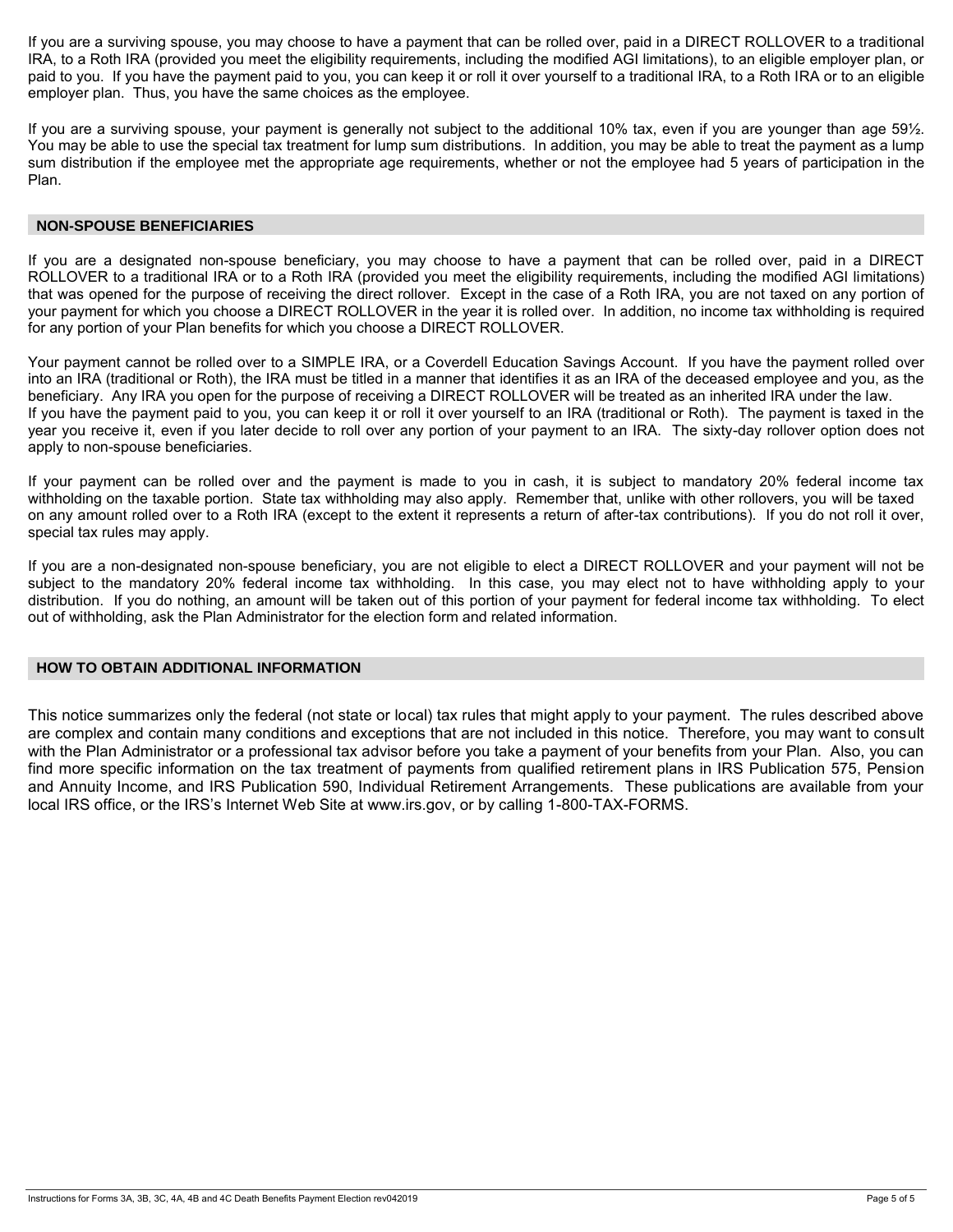If you are a surviving spouse, you may choose to have a payment that can be rolled over, paid in a DIRECT ROLLOVER to a traditional IRA, to a Roth IRA (provided you meet the eligibility requirements, including the modified AGI limitations), to an eligible employer plan, or paid to you. If you have the payment paid to you, you can keep it or roll it over yourself to a traditional IRA, to a Roth IRA or to an eligible employer plan. Thus, you have the same choices as the employee.

If you are a surviving spouse, your payment is generally not subject to the additional 10% tax, even if you are younger than age 59½. You may be able to use the special tax treatment for lump sum distributions. In addition, you may be able to treat the payment as a lump sum distribution if the employee met the appropriate age requirements, whether or not the employee had 5 years of participation in the Plan.

## NON-SPOUSE BENEFICIARIES

If you are a designated non-spouse beneficiary, you may choose to have a payment that can be rolled over, paid in a DIRECT ROLLOVER to a traditional IRA or to a Roth IRA (provided you meet the eligibility requirements, including the modified AGI limitations) that was opened for the purpose of receiving the direct rollover. Except in the case of a Roth IRA, you are not taxed on any portion of your payment for which you choose a DIRECT ROLLOVER in the year it is rolled over. In addition, no income tax withholding is required for any portion of your Plan benefits for which you choose a DIRECT ROLLOVER.

Your payment cannot be rolled over to a SIMPLE IRA, or a Coverdell Education Savings Account. If you have the payment rolled over into an IRA (traditional or Roth), the IRA must be titled in a manner that identifies it as an IRA of the deceased employee and you, as the beneficiary. Any IRA you open for the purpose of receiving a DIRECT ROLLOVER will be treated as an inherited IRA under the law.
If you have the payment paid to you, you can keep it or roll it over yourself to an IRA (traditional or Roth). The payment is taxed in the year you receive it, even if you later decide to roll over any portion of your payment to an IRA. The sixty-day rollover option does not apply to non-spouse beneficiaries.

If your payment can be rolled over and the payment is made to you in cash, it is subject to mandatory 20% federal income tax withholding on the taxable portion. State tax withholding may also apply. Remember that, unlike with other rollovers, you will be taxed on any amount rolled over to a Roth IRA (except to the extent it represents a return of after-tax contributions). If you do not roll it over, special tax rules may apply.

If you are a non-designated non-spouse beneficiary, you are not eligible to elect a DIRECT ROLLOVER and your payment will not be subject to the mandatory 20% federal income tax withholding. In this case, you may elect not to have withholding apply to your distribution. If you do nothing, an amount will be taken out of this portion of your payment for federal income tax withholding. To elect out of withholding, ask the Plan Administrator for the election form and related information.

## HOW TO OBTAIN ADDITIONAL INFORMATION

This notice summarizes only the federal (not state or local) tax rules that might apply to your payment. The rules described above are complex and contain many conditions and exceptions that are not included in this notice. Therefore, you may want to consult with the Plan Administrator or a professional tax advisor before you take a payment of your benefits from your Plan. Also, you can find more specific information on the tax treatment of payments from qualified retirement plans in IRS Publication 575, Pension and Annuity Income, and IRS Publication 590, Individual Retirement Arrangements. These publications are available from your local IRS office, or the IRS's Internet Web Site at www.irs.gov, or by calling 1-800-TAX-FORMS.